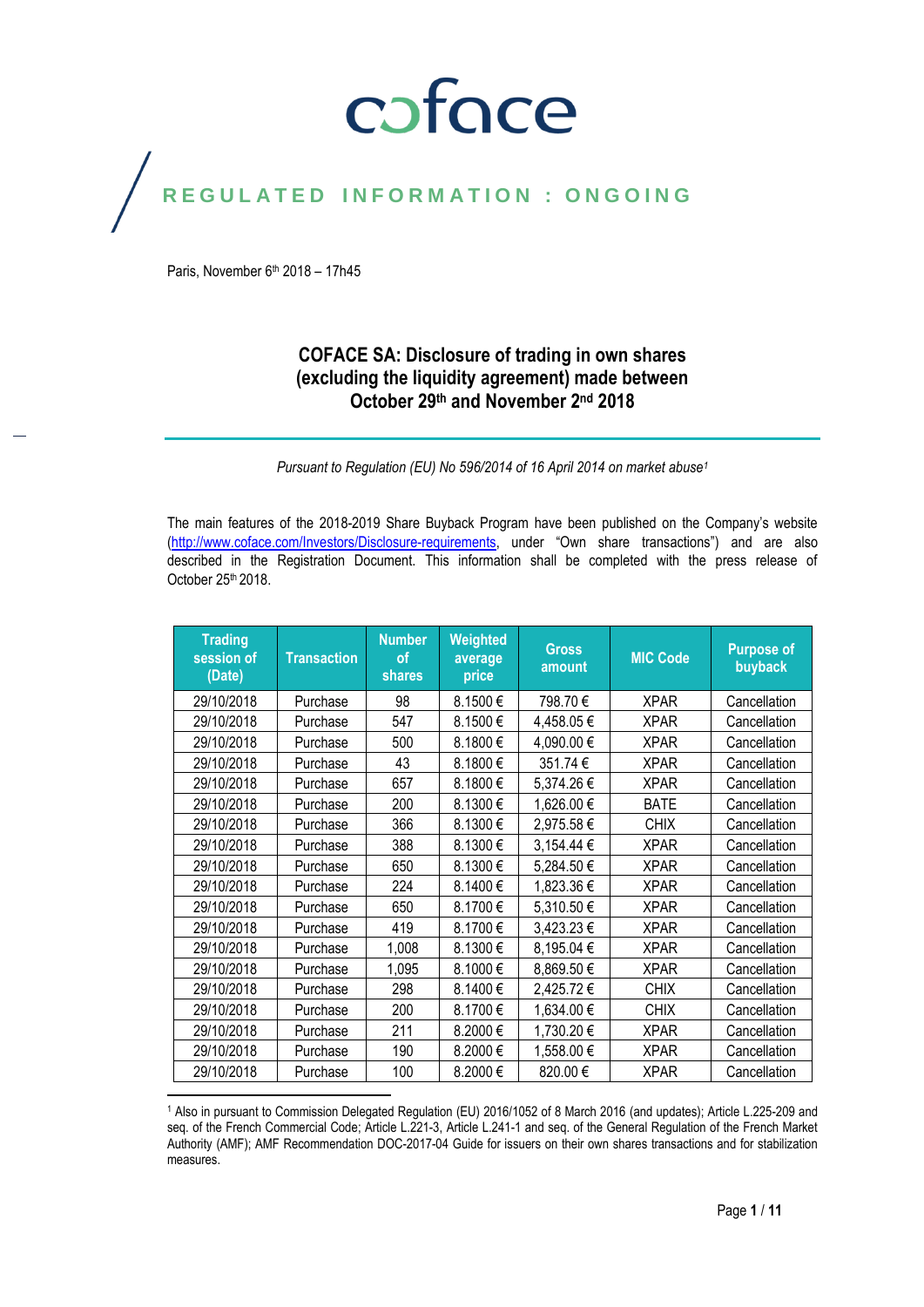# coface

## REGULATED INFORMATION : ONGOING

Paris, November 6th 2018 – 17h45

## COFACE SA: Disclosure of trading in own shares (excluding the liquidity agreement) made between October 29th and November 2nd 2018

*Pursuant to Regulation (EU) No 596/2014 of 16 April 2014 on market abuse[1]*

The main features of the 2018-2019 Share Buyback Program have been published on the Company's website (http://www.coface.com/Investors/Disclosure-requirements, under "Own share transactions") and are also described in the Registration Document. This information shall be completed with the press release of October 25th 2018.

| Trading session of (Date) | Transaction | Number of shares | Weighted average price | Gross amount | MIC Code | Purpose of buyback |
|---|---|---|---|---|---|---|
| 29/10/2018 | Purchase | 98 | 8.1500 € | 798.70 € | XPAR | Cancellation |
| 29/10/2018 | Purchase | 547 | 8.1500 € | 4,458.05 € | XPAR | Cancellation |
| 29/10/2018 | Purchase | 500 | 8.1800 € | 4,090.00 € | XPAR | Cancellation |
| 29/10/2018 | Purchase | 43 | 8.1800 € | 351.74 € | XPAR | Cancellation |
| 29/10/2018 | Purchase | 657 | 8.1800 € | 5,374.26 € | XPAR | Cancellation |
| 29/10/2018 | Purchase | 200 | 8.1300 € | 1,626.00 € | BATE | Cancellation |
| 29/10/2018 | Purchase | 366 | 8.1300 € | 2,975.58 € | CHIX | Cancellation |
| 29/10/2018 | Purchase | 388 | 8.1300 € | 3,154.44 € | XPAR | Cancellation |
| 29/10/2018 | Purchase | 650 | 8.1300 € | 5,284.50 € | XPAR | Cancellation |
| 29/10/2018 | Purchase | 224 | 8.1400 € | 1,823.36 € | XPAR | Cancellation |
| 29/10/2018 | Purchase | 650 | 8.1700 € | 5,310.50 € | XPAR | Cancellation |
| 29/10/2018 | Purchase | 419 | 8.1700 € | 3,423.23 € | XPAR | Cancellation |
| 29/10/2018 | Purchase | 1,008 | 8.1300 € | 8,195.04 € | XPAR | Cancellation |
| 29/10/2018 | Purchase | 1,095 | 8.1000 € | 8,869.50 € | XPAR | Cancellation |
| 29/10/2018 | Purchase | 298 | 8.1400 € | 2,425.72 € | CHIX | Cancellation |
| 29/10/2018 | Purchase | 200 | 8.1700 € | 1,634.00 € | CHIX | Cancellation |
| 29/10/2018 | Purchase | 211 | 8.2000 € | 1,730.20 € | XPAR | Cancellation |
| 29/10/2018 | Purchase | 190 | 8.2000 € | 1,558.00 € | XPAR | Cancellation |
| 29/10/2018 | Purchase | 100 | 8.2000 € | 820.00 € | XPAR | Cancellation |

[1] Also in pursuant to Commission Delegated Regulation (EU) 2016/1052 of 8 March 2016 (and updates); Article L.225-209 and seq. of the French Commercial Code; Article L.221-3, Article L.241-1 and seq. of the General Regulation of the French Market Authority (AMF); AMF Recommendation DOC-2017-04 Guide for issuers on their own shares transactions and for stabilization measures.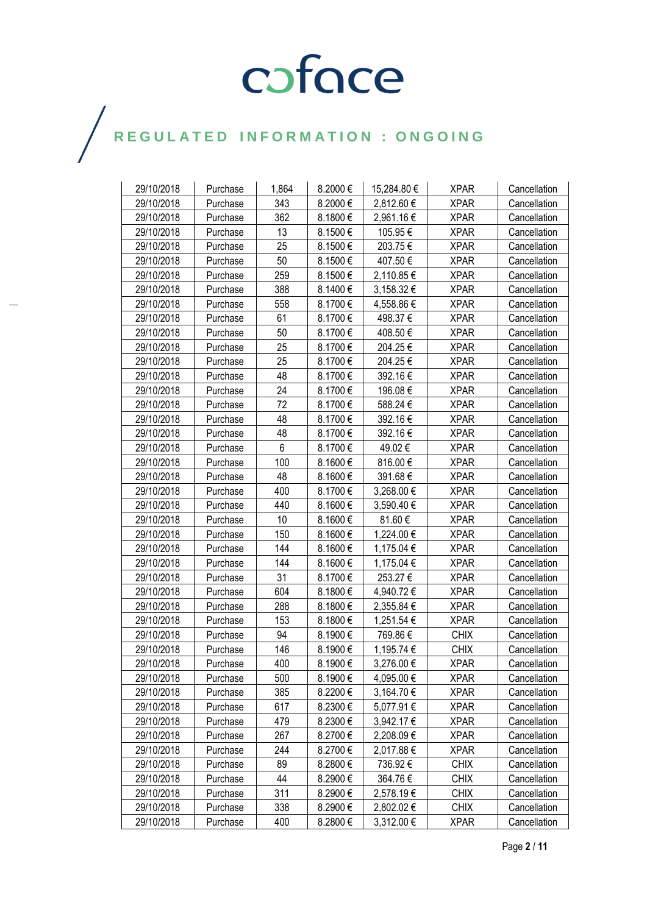REGULATED INFORMATION : ONGOING

| | | | | | | |
|---|---|---|---|---|---|---|
| 29/10/2018 | Purchase | 1,864 | 8.2000 € | 15,284.80 € | XPAR | Cancellation |
| 29/10/2018 | Purchase | 343 | 8.2000 € | 2,812.60 € | XPAR | Cancellation |
| 29/10/2018 | Purchase | 362 | 8.1800 € | 2,961.16 € | XPAR | Cancellation |
| 29/10/2018 | Purchase | 13 | 8.1500 € | 105.95 € | XPAR | Cancellation |
| 29/10/2018 | Purchase | 25 | 8.1500 € | 203.75 € | XPAR | Cancellation |
| 29/10/2018 | Purchase | 50 | 8.1500 € | 407.50 € | XPAR | Cancellation |
| 29/10/2018 | Purchase | 259 | 8.1500 € | 2,110.85 € | XPAR | Cancellation |
| 29/10/2018 | Purchase | 388 | 8.1400 € | 3,158.32 € | XPAR | Cancellation |
| 29/10/2018 | Purchase | 558 | 8.1700 € | 4,558.86 € | XPAR | Cancellation |
| 29/10/2018 | Purchase | 61 | 8.1700 € | 498.37 € | XPAR | Cancellation |
| 29/10/2018 | Purchase | 50 | 8.1700 € | 408.50 € | XPAR | Cancellation |
| 29/10/2018 | Purchase | 25 | 8.1700 € | 204.25 € | XPAR | Cancellation |
| 29/10/2018 | Purchase | 25 | 8.1700 € | 204.25 € | XPAR | Cancellation |
| 29/10/2018 | Purchase | 48 | 8.1700 € | 392.16 € | XPAR | Cancellation |
| 29/10/2018 | Purchase | 24 | 8.1700 € | 196.08 € | XPAR | Cancellation |
| 29/10/2018 | Purchase | 72 | 8.1700 € | 588.24 € | XPAR | Cancellation |
| 29/10/2018 | Purchase | 48 | 8.1700 € | 392.16 € | XPAR | Cancellation |
| 29/10/2018 | Purchase | 48 | 8.1700 € | 392.16 € | XPAR | Cancellation |
| 29/10/2018 | Purchase | 6 | 8.1700 € | 49.02 € | XPAR | Cancellation |
| 29/10/2018 | Purchase | 100 | 8.1600 € | 816.00 € | XPAR | Cancellation |
| 29/10/2018 | Purchase | 48 | 8.1600 € | 391.68 € | XPAR | Cancellation |
| 29/10/2018 | Purchase | 400 | 8.1700 € | 3,268.00 € | XPAR | Cancellation |
| 29/10/2018 | Purchase | 440 | 8.1600 € | 3,590.40 € | XPAR | Cancellation |
| 29/10/2018 | Purchase | 10 | 8.1600 € | 81.60 € | XPAR | Cancellation |
| 29/10/2018 | Purchase | 150 | 8.1600 € | 1,224.00 € | XPAR | Cancellation |
| 29/10/2018 | Purchase | 144 | 8.1600 € | 1,175.04 € | XPAR | Cancellation |
| 29/10/2018 | Purchase | 144 | 8.1600 € | 1,175.04 € | XPAR | Cancellation |
| 29/10/2018 | Purchase | 31 | 8.1700 € | 253.27 € | XPAR | Cancellation |
| 29/10/2018 | Purchase | 604 | 8.1800 € | 4,940.72 € | XPAR | Cancellation |
| 29/10/2018 | Purchase | 288 | 8.1800 € | 2,355.84 € | XPAR | Cancellation |
| 29/10/2018 | Purchase | 153 | 8.1800 € | 1,251.54 € | XPAR | Cancellation |
| 29/10/2018 | Purchase | 94 | 8.1900 € | 769.86 € | CHIX | Cancellation |
| 29/10/2018 | Purchase | 146 | 8.1900 € | 1,195.74 € | CHIX | Cancellation |
| 29/10/2018 | Purchase | 400 | 8.1900 € | 3,276.00 € | XPAR | Cancellation |
| 29/10/2018 | Purchase | 500 | 8.1900 € | 4,095.00 € | XPAR | Cancellation |
| 29/10/2018 | Purchase | 385 | 8.2200 € | 3,164.70 € | XPAR | Cancellation |
| 29/10/2018 | Purchase | 617 | 8.2300 € | 5,077.91 € | XPAR | Cancellation |
| 29/10/2018 | Purchase | 479 | 8.2300 € | 3,942.17 € | XPAR | Cancellation |
| 29/10/2018 | Purchase | 267 | 8.2700 € | 2,208.09 € | XPAR | Cancellation |
| 29/10/2018 | Purchase | 244 | 8.2700 € | 2,017.88 € | XPAR | Cancellation |
| 29/10/2018 | Purchase | 89 | 8.2800 € | 736.92 € | CHIX | Cancellation |
| 29/10/2018 | Purchase | 44 | 8.2900 € | 364.76 € | CHIX | Cancellation |
| 29/10/2018 | Purchase | 311 | 8.2900 € | 2,578.19 € | CHIX | Cancellation |
| 29/10/2018 | Purchase | 338 | 8.2900 € | 2,802.02 € | CHIX | Cancellation |
| 29/10/2018 | Purchase | 400 | 8.2800 € | 3,312.00 € | XPAR | Cancellation |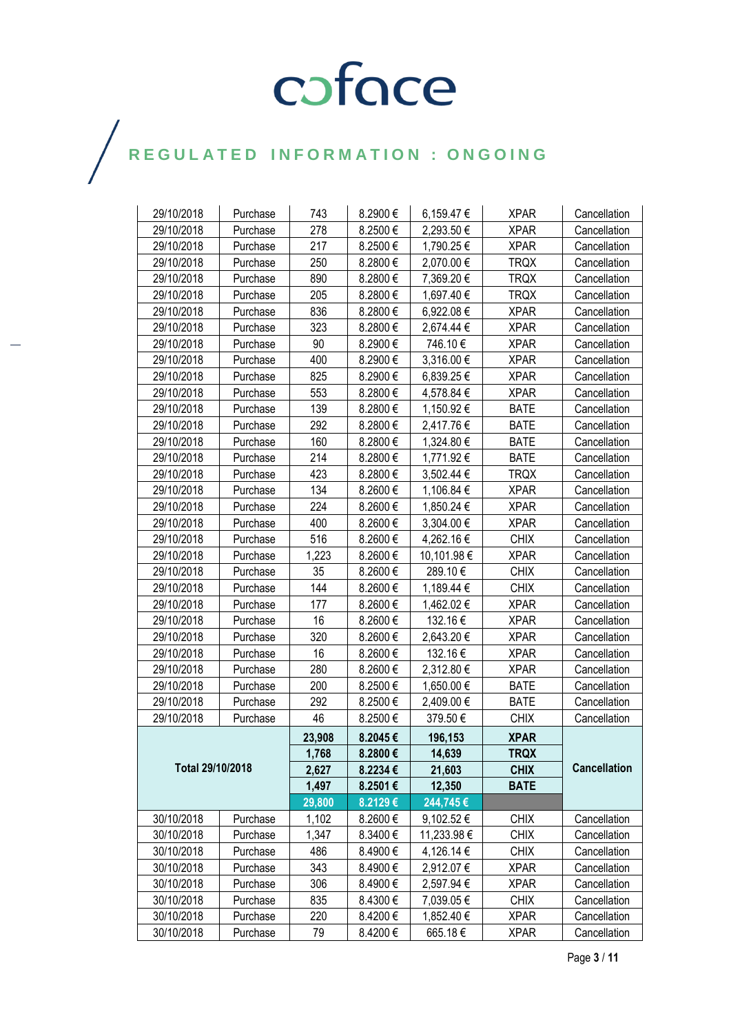| 29/10/2018 | Purchase | 743 | 8.2900 € | 6,159.47 € | XPAR | Cancellation |
|---|---|---|---|---|---|---|
| 29/10/2018 | Purchase | 278 | 8.2500 € | 2,293.50 € | XPAR | Cancellation |
| 29/10/2018 | Purchase | 217 | 8.2500 € | 1,790.25 € | XPAR | Cancellation |
| 29/10/2018 | Purchase | 250 | 8.2800 € | 2,070.00 € | TRQX | Cancellation |
| 29/10/2018 | Purchase | 890 | 8.2800 € | 7,369.20 € | TRQX | Cancellation |
| 29/10/2018 | Purchase | 205 | 8.2800 € | 1,697.40 € | TRQX | Cancellation |
| 29/10/2018 | Purchase | 836 | 8.2800 € | 6,922.08 € | XPAR | Cancellation |
| 29/10/2018 | Purchase | 323 | 8.2800 € | 2,674.44 € | XPAR | Cancellation |
| 29/10/2018 | Purchase | 90 | 8.2900 € | 746.10 € | XPAR | Cancellation |
| 29/10/2018 | Purchase | 400 | 8.2900 € | 3,316.00 € | XPAR | Cancellation |
| 29/10/2018 | Purchase | 825 | 8.2900 € | 6,839.25 € | XPAR | Cancellation |
| 29/10/2018 | Purchase | 553 | 8.2800 € | 4,578.84 € | XPAR | Cancellation |
| 29/10/2018 | Purchase | 139 | 8.2800 € | 1,150.92 € | BATE | Cancellation |
| 29/10/2018 | Purchase | 292 | 8.2800 € | 2,417.76 € | BATE | Cancellation |
| 29/10/2018 | Purchase | 160 | 8.2800 € | 1,324.80 € | BATE | Cancellation |
| 29/10/2018 | Purchase | 214 | 8.2800 € | 1,771.92 € | BATE | Cancellation |
| 29/10/2018 | Purchase | 423 | 8.2800 € | 3,502.44 € | TRQX | Cancellation |
| 29/10/2018 | Purchase | 134 | 8.2600 € | 1,106.84 € | XPAR | Cancellation |
| 29/10/2018 | Purchase | 224 | 8.2600 € | 1,850.24 € | XPAR | Cancellation |
| 29/10/2018 | Purchase | 400 | 8.2600 € | 3,304.00 € | XPAR | Cancellation |
| 29/10/2018 | Purchase | 516 | 8.2600 € | 4,262.16 € | CHIX | Cancellation |
| 29/10/2018 | Purchase | 1,223 | 8.2600 € | 10,101.98 € | XPAR | Cancellation |
| 29/10/2018 | Purchase | 35 | 8.2600 € | 289.10 € | CHIX | Cancellation |
| 29/10/2018 | Purchase | 144 | 8.2600 € | 1,189.44 € | CHIX | Cancellation |
| 29/10/2018 | Purchase | 177 | 8.2600 € | 1,462.02 € | XPAR | Cancellation |
| 29/10/2018 | Purchase | 16 | 8.2600 € | 132.16 € | XPAR | Cancellation |
| 29/10/2018 | Purchase | 320 | 8.2600 € | 2,643.20 € | XPAR | Cancellation |
| 29/10/2018 | Purchase | 16 | 8.2600 € | 132.16 € | XPAR | Cancellation |
| 29/10/2018 | Purchase | 280 | 8.2600 € | 2,312.80 € | XPAR | Cancellation |
| 29/10/2018 | Purchase | 200 | 8.2500 € | 1,650.00 € | BATE | Cancellation |
| 29/10/2018 | Purchase | 292 | 8.2500 € | 2,409.00 € | BATE | Cancellation |
| 29/10/2018 | Purchase | 46 | 8.2500 € | 379.50 € | CHIX | Cancellation |
| **Total 29/10/2018** | | **23,908** | **8.2045 €** | **196,153** | **XPAR** | **Cancellation** |
| | | **1,768** | **8.2800 €** | **14,639** | **TRQX** | |
| | | **2,627** | **8.2234 €** | **21,603** | **CHIX** | |
| | | **1,497** | **8.2501 €** | **12,350** | **BATE** | |
| | | **29,800** | **8.2129 €** | **244,745 €** | | |
| 30/10/2018 | Purchase | 1,102 | 8.2600 € | 9,102.52 € | CHIX | Cancellation |
| 30/10/2018 | Purchase | 1,347 | 8.3400 € | 11,233.98 € | CHIX | Cancellation |
| 30/10/2018 | Purchase | 486 | 8.4900 € | 4,126.14 € | CHIX | Cancellation |
| 30/10/2018 | Purchase | 343 | 8.4900 € | 2,912.07 € | XPAR | Cancellation |
| 30/10/2018 | Purchase | 306 | 8.4900 € | 2,597.94 € | XPAR | Cancellation |
| 30/10/2018 | Purchase | 835 | 8.4300 € | 7,039.05 € | CHIX | Cancellation |
| 30/10/2018 | Purchase | 220 | 8.4200 € | 1,852.40 € | XPAR | Cancellation |
| 30/10/2018 | Purchase | 79 | 8.4200 € | 665.18 € | XPAR | Cancellation |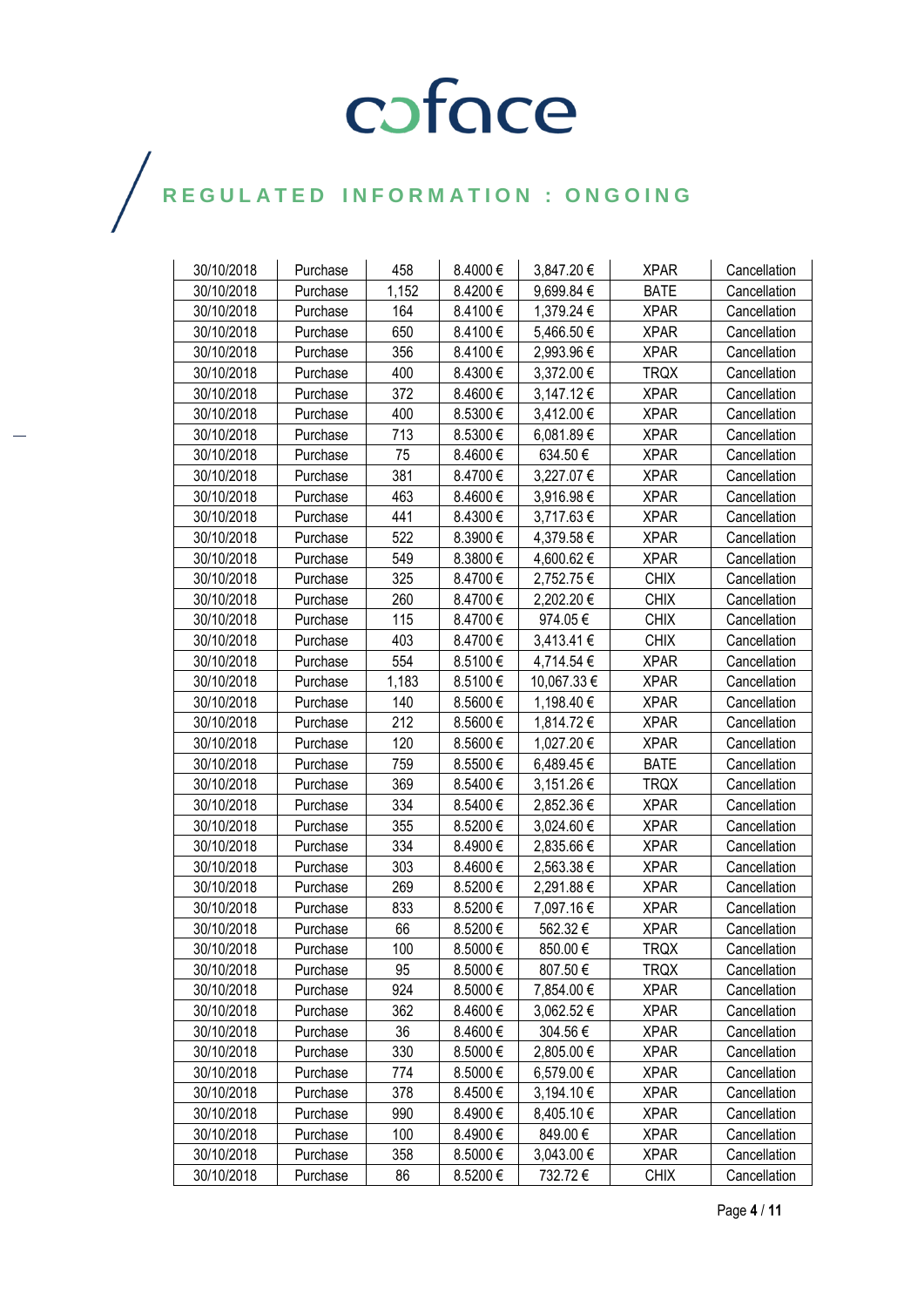| 30/10/2018 | Purchase | 458 | 8.4000 € | 3,847.20 € | XPAR | Cancellation |
|---|---|---|---|---|---|---|
| 30/10/2018 | Purchase | 1,152 | 8.4200 € | 9,699.84 € | BATE | Cancellation |
| 30/10/2018 | Purchase | 164 | 8.4100 € | 1,379.24 € | XPAR | Cancellation |
| 30/10/2018 | Purchase | 650 | 8.4100 € | 5,466.50 € | XPAR | Cancellation |
| 30/10/2018 | Purchase | 356 | 8.4100 € | 2,993.96 € | XPAR | Cancellation |
| 30/10/2018 | Purchase | 400 | 8.4300 € | 3,372.00 € | TRQX | Cancellation |
| 30/10/2018 | Purchase | 372 | 8.4600 € | 3,147.12 € | XPAR | Cancellation |
| 30/10/2018 | Purchase | 400 | 8.5300 € | 3,412.00 € | XPAR | Cancellation |
| 30/10/2018 | Purchase | 713 | 8.5300 € | 6,081.89 € | XPAR | Cancellation |
| 30/10/2018 | Purchase | 75 | 8.4600 € | 634.50 € | XPAR | Cancellation |
| 30/10/2018 | Purchase | 381 | 8.4700 € | 3,227.07 € | XPAR | Cancellation |
| 30/10/2018 | Purchase | 463 | 8.4600 € | 3,916.98 € | XPAR | Cancellation |
| 30/10/2018 | Purchase | 441 | 8.4300 € | 3,717.63 € | XPAR | Cancellation |
| 30/10/2018 | Purchase | 522 | 8.3900 € | 4,379.58 € | XPAR | Cancellation |
| 30/10/2018 | Purchase | 549 | 8.3800 € | 4,600.62 € | XPAR | Cancellation |
| 30/10/2018 | Purchase | 325 | 8.4700 € | 2,752.75 € | CHIX | Cancellation |
| 30/10/2018 | Purchase | 260 | 8.4700 € | 2,202.20 € | CHIX | Cancellation |
| 30/10/2018 | Purchase | 115 | 8.4700 € | 974.05 € | CHIX | Cancellation |
| 30/10/2018 | Purchase | 403 | 8.4700 € | 3,413.41 € | CHIX | Cancellation |
| 30/10/2018 | Purchase | 554 | 8.5100 € | 4,714.54 € | XPAR | Cancellation |
| 30/10/2018 | Purchase | 1,183 | 8.5100 € | 10,067.33 € | XPAR | Cancellation |
| 30/10/2018 | Purchase | 140 | 8.5600 € | 1,198.40 € | XPAR | Cancellation |
| 30/10/2018 | Purchase | 212 | 8.5600 € | 1,814.72 € | XPAR | Cancellation |
| 30/10/2018 | Purchase | 120 | 8.5600 € | 1,027.20 € | XPAR | Cancellation |
| 30/10/2018 | Purchase | 759 | 8.5500 € | 6,489.45 € | BATE | Cancellation |
| 30/10/2018 | Purchase | 369 | 8.5400 € | 3,151.26 € | TRQX | Cancellation |
| 30/10/2018 | Purchase | 334 | 8.5400 € | 2,852.36 € | XPAR | Cancellation |
| 30/10/2018 | Purchase | 355 | 8.5200 € | 3,024.60 € | XPAR | Cancellation |
| 30/10/2018 | Purchase | 334 | 8.4900 € | 2,835.66 € | XPAR | Cancellation |
| 30/10/2018 | Purchase | 303 | 8.4600 € | 2,563.38 € | XPAR | Cancellation |
| 30/10/2018 | Purchase | 269 | 8.5200 € | 2,291.88 € | XPAR | Cancellation |
| 30/10/2018 | Purchase | 833 | 8.5200 € | 7,097.16 € | XPAR | Cancellation |
| 30/10/2018 | Purchase | 66 | 8.5200 € | 562.32 € | XPAR | Cancellation |
| 30/10/2018 | Purchase | 100 | 8.5000 € | 850.00 € | TRQX | Cancellation |
| 30/10/2018 | Purchase | 95 | 8.5000 € | 807.50 € | TRQX | Cancellation |
| 30/10/2018 | Purchase | 924 | 8.5000 € | 7,854.00 € | XPAR | Cancellation |
| 30/10/2018 | Purchase | 362 | 8.4600 € | 3,062.52 € | XPAR | Cancellation |
| 30/10/2018 | Purchase | 36 | 8.4600 € | 304.56 € | XPAR | Cancellation |
| 30/10/2018 | Purchase | 330 | 8.5000 € | 2,805.00 € | XPAR | Cancellation |
| 30/10/2018 | Purchase | 774 | 8.5000 € | 6,579.00 € | XPAR | Cancellation |
| 30/10/2018 | Purchase | 378 | 8.4500 € | 3,194.10 € | XPAR | Cancellation |
| 30/10/2018 | Purchase | 990 | 8.4900 € | 8,405.10 € | XPAR | Cancellation |
| 30/10/2018 | Purchase | 100 | 8.4900 € | 849.00 € | XPAR | Cancellation |
| 30/10/2018 | Purchase | 358 | 8.5000 € | 3,043.00 € | XPAR | Cancellation |
| 30/10/2018 | Purchase | 86 | 8.5200 € | 732.72 € | CHIX | Cancellation |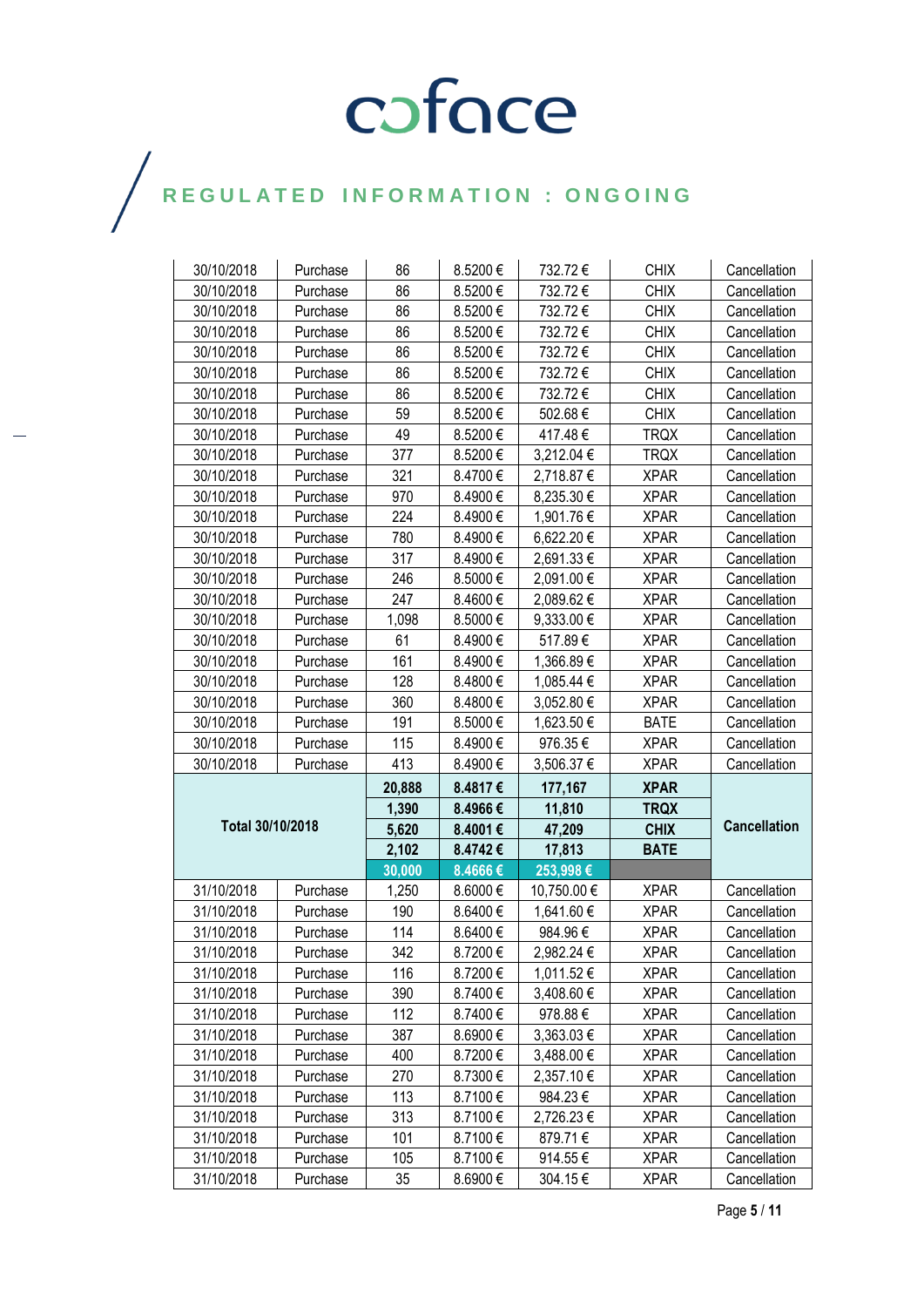# coface

## REGULATED INFORMATION : ONGOING

| | | | | | | |
|---|---|---|---|---|---|---|
| 30/10/2018 | Purchase | 86 | 8.5200 € | 732.72 € | CHIX | Cancellation |
| 30/10/2018 | Purchase | 86 | 8.5200 € | 732.72 € | CHIX | Cancellation |
| 30/10/2018 | Purchase | 86 | 8.5200 € | 732.72 € | CHIX | Cancellation |
| 30/10/2018 | Purchase | 86 | 8.5200 € | 732.72 € | CHIX | Cancellation |
| 30/10/2018 | Purchase | 86 | 8.5200 € | 732.72 € | CHIX | Cancellation |
| 30/10/2018 | Purchase | 86 | 8.5200 € | 732.72 € | CHIX | Cancellation |
| 30/10/2018 | Purchase | 86 | 8.5200 € | 732.72 € | CHIX | Cancellation |
| 30/10/2018 | Purchase | 59 | 8.5200 € | 502.68 € | CHIX | Cancellation |
| 30/10/2018 | Purchase | 49 | 8.5200 € | 417.48 € | TRQX | Cancellation |
| 30/10/2018 | Purchase | 377 | 8.5200 € | 3,212.04 € | TRQX | Cancellation |
| 30/10/2018 | Purchase | 321 | 8.4700 € | 2,718.87 € | XPAR | Cancellation |
| 30/10/2018 | Purchase | 970 | 8.4900 € | 8,235.30 € | XPAR | Cancellation |
| 30/10/2018 | Purchase | 224 | 8.4900 € | 1,901.76 € | XPAR | Cancellation |
| 30/10/2018 | Purchase | 780 | 8.4900 € | 6,622.20 € | XPAR | Cancellation |
| 30/10/2018 | Purchase | 317 | 8.4900 € | 2,691.33 € | XPAR | Cancellation |
| 30/10/2018 | Purchase | 246 | 8.5000 € | 2,091.00 € | XPAR | Cancellation |
| 30/10/2018 | Purchase | 247 | 8.4600 € | 2,089.62 € | XPAR | Cancellation |
| 30/10/2018 | Purchase | 1,098 | 8.5000 € | 9,333.00 € | XPAR | Cancellation |
| 30/10/2018 | Purchase | 61 | 8.4900 € | 517.89 € | XPAR | Cancellation |
| 30/10/2018 | Purchase | 161 | 8.4900 € | 1,366.89 € | XPAR | Cancellation |
| 30/10/2018 | Purchase | 128 | 8.4800 € | 1,085.44 € | XPAR | Cancellation |
| 30/10/2018 | Purchase | 360 | 8.4800 € | 3,052.80 € | XPAR | Cancellation |
| 30/10/2018 | Purchase | 191 | 8.5000 € | 1,623.50 € | BATE | Cancellation |
| 30/10/2018 | Purchase | 115 | 8.4900 € | 976.35 € | XPAR | Cancellation |
| 30/10/2018 | Purchase | 413 | 8.4900 € | 3,506.37 € | XPAR | Cancellation |
| **Total 30/10/2018** | | **20,888** | **8.4817 €** | **177,167** | **XPAR** | **Cancellation** |
| | | **1,390** | **8.4966 €** | **11,810** | **TRQX** | |
| | | **5,620** | **8.4001 €** | **47,209** | **CHIX** | |
| | | **2,102** | **8.4742 €** | **17,813** | **BATE** | |
| | | **30,000** | **8.4666 €** | **253,998 €** | | |
| 31/10/2018 | Purchase | 1,250 | 8.6000 € | 10,750.00 € | XPAR | Cancellation |
| 31/10/2018 | Purchase | 190 | 8.6400 € | 1,641.60 € | XPAR | Cancellation |
| 31/10/2018 | Purchase | 114 | 8.6400 € | 984.96 € | XPAR | Cancellation |
| 31/10/2018 | Purchase | 342 | 8.7200 € | 2,982.24 € | XPAR | Cancellation |
| 31/10/2018 | Purchase | 116 | 8.7200 € | 1,011.52 € | XPAR | Cancellation |
| 31/10/2018 | Purchase | 390 | 8.7400 € | 3,408.60 € | XPAR | Cancellation |
| 31/10/2018 | Purchase | 112 | 8.7400 € | 978.88 € | XPAR | Cancellation |
| 31/10/2018 | Purchase | 387 | 8.6900 € | 3,363.03 € | XPAR | Cancellation |
| 31/10/2018 | Purchase | 400 | 8.7200 € | 3,488.00 € | XPAR | Cancellation |
| 31/10/2018 | Purchase | 270 | 8.7300 € | 2,357.10 € | XPAR | Cancellation |
| 31/10/2018 | Purchase | 113 | 8.7100 € | 984.23 € | XPAR | Cancellation |
| 31/10/2018 | Purchase | 313 | 8.7100 € | 2,726.23 € | XPAR | Cancellation |
| 31/10/2018 | Purchase | 101 | 8.7100 € | 879.71 € | XPAR | Cancellation |
| 31/10/2018 | Purchase | 105 | 8.7100 € | 914.55 € | XPAR | Cancellation |
| 31/10/2018 | Purchase | 35 | 8.6900 € | 304.15 € | XPAR | Cancellation |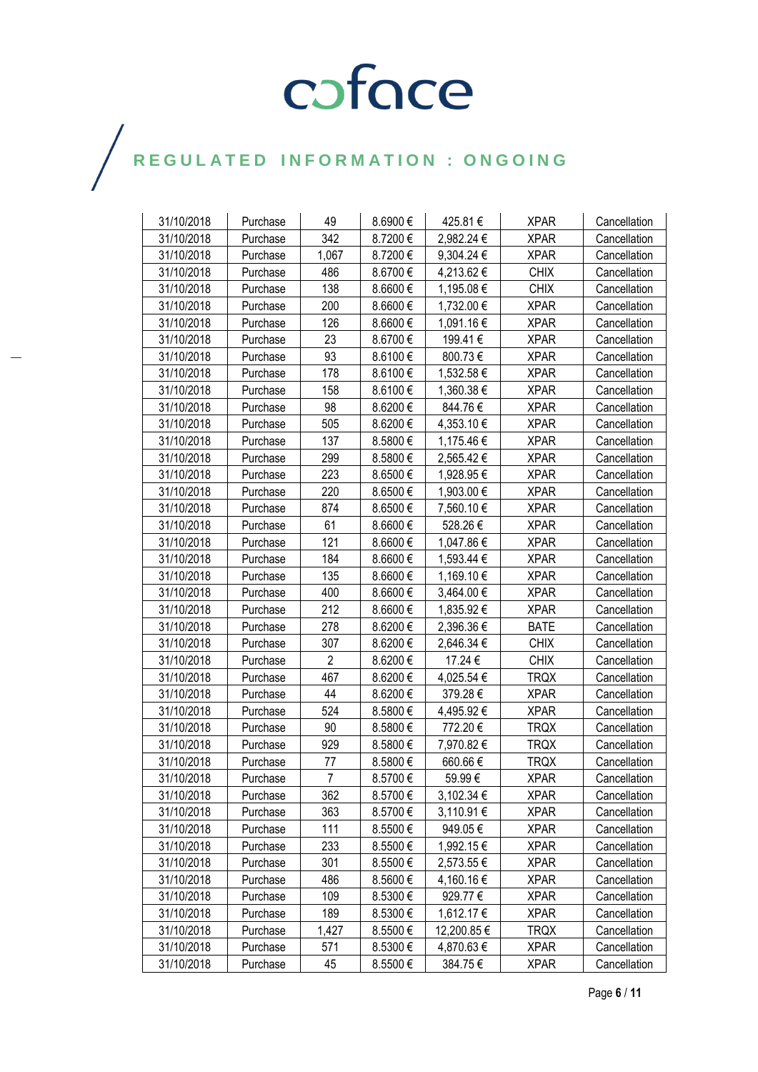| 31/10/2018 | Purchase | 49 | 8.6900 € | 425.81 € | XPAR | Cancellation |
|---|---|---|---|---|---|---|
| 31/10/2018 | Purchase | 342 | 8.7200 € | 2,982.24 € | XPAR | Cancellation |
| 31/10/2018 | Purchase | 1,067 | 8.7200 € | 9,304.24 € | XPAR | Cancellation |
| 31/10/2018 | Purchase | 486 | 8.6700 € | 4,213.62 € | CHIX | Cancellation |
| 31/10/2018 | Purchase | 138 | 8.6600 € | 1,195.08 € | CHIX | Cancellation |
| 31/10/2018 | Purchase | 200 | 8.6600 € | 1,732.00 € | XPAR | Cancellation |
| 31/10/2018 | Purchase | 126 | 8.6600 € | 1,091.16 € | XPAR | Cancellation |
| 31/10/2018 | Purchase | 23 | 8.6700 € | 199.41 € | XPAR | Cancellation |
| 31/10/2018 | Purchase | 93 | 8.6100 € | 800.73 € | XPAR | Cancellation |
| 31/10/2018 | Purchase | 178 | 8.6100 € | 1,532.58 € | XPAR | Cancellation |
| 31/10/2018 | Purchase | 158 | 8.6100 € | 1,360.38 € | XPAR | Cancellation |
| 31/10/2018 | Purchase | 98 | 8.6200 € | 844.76 € | XPAR | Cancellation |
| 31/10/2018 | Purchase | 505 | 8.6200 € | 4,353.10 € | XPAR | Cancellation |
| 31/10/2018 | Purchase | 137 | 8.5800 € | 1,175.46 € | XPAR | Cancellation |
| 31/10/2018 | Purchase | 299 | 8.5800 € | 2,565.42 € | XPAR | Cancellation |
| 31/10/2018 | Purchase | 223 | 8.6500 € | 1,928.95 € | XPAR | Cancellation |
| 31/10/2018 | Purchase | 220 | 8.6500 € | 1,903.00 € | XPAR | Cancellation |
| 31/10/2018 | Purchase | 874 | 8.6500 € | 7,560.10 € | XPAR | Cancellation |
| 31/10/2018 | Purchase | 61 | 8.6600 € | 528.26 € | XPAR | Cancellation |
| 31/10/2018 | Purchase | 121 | 8.6600 € | 1,047.86 € | XPAR | Cancellation |
| 31/10/2018 | Purchase | 184 | 8.6600 € | 1,593.44 € | XPAR | Cancellation |
| 31/10/2018 | Purchase | 135 | 8.6600 € | 1,169.10 € | XPAR | Cancellation |
| 31/10/2018 | Purchase | 400 | 8.6600 € | 3,464.00 € | XPAR | Cancellation |
| 31/10/2018 | Purchase | 212 | 8.6600 € | 1,835.92 € | XPAR | Cancellation |
| 31/10/2018 | Purchase | 278 | 8.6200 € | 2,396.36 € | BATE | Cancellation |
| 31/10/2018 | Purchase | 307 | 8.6200 € | 2,646.34 € | CHIX | Cancellation |
| 31/10/2018 | Purchase | 2 | 8.6200 € | 17.24 € | CHIX | Cancellation |
| 31/10/2018 | Purchase | 467 | 8.6200 € | 4,025.54 € | TRQX | Cancellation |
| 31/10/2018 | Purchase | 44 | 8.6200 € | 379.28 € | XPAR | Cancellation |
| 31/10/2018 | Purchase | 524 | 8.5800 € | 4,495.92 € | XPAR | Cancellation |
| 31/10/2018 | Purchase | 90 | 8.5800 € | 772.20 € | TRQX | Cancellation |
| 31/10/2018 | Purchase | 929 | 8.5800 € | 7,970.82 € | TRQX | Cancellation |
| 31/10/2018 | Purchase | 77 | 8.5800 € | 660.66 € | TRQX | Cancellation |
| 31/10/2018 | Purchase | 7 | 8.5700 € | 59.99 € | XPAR | Cancellation |
| 31/10/2018 | Purchase | 362 | 8.5700 € | 3,102.34 € | XPAR | Cancellation |
| 31/10/2018 | Purchase | 363 | 8.5700 € | 3,110.91 € | XPAR | Cancellation |
| 31/10/2018 | Purchase | 111 | 8.5500 € | 949.05 € | XPAR | Cancellation |
| 31/10/2018 | Purchase | 233 | 8.5500 € | 1,992.15 € | XPAR | Cancellation |
| 31/10/2018 | Purchase | 301 | 8.5500 € | 2,573.55 € | XPAR | Cancellation |
| 31/10/2018 | Purchase | 486 | 8.5600 € | 4,160.16 € | XPAR | Cancellation |
| 31/10/2018 | Purchase | 109 | 8.5300 € | 929.77 € | XPAR | Cancellation |
| 31/10/2018 | Purchase | 189 | 8.5300 € | 1,612.17 € | XPAR | Cancellation |
| 31/10/2018 | Purchase | 1,427 | 8.5500 € | 12,200.85 € | TRQX | Cancellation |
| 31/10/2018 | Purchase | 571 | 8.5300 € | 4,870.63 € | XPAR | Cancellation |
| 31/10/2018 | Purchase | 45 | 8.5500 € | 384.75 € | XPAR | Cancellation |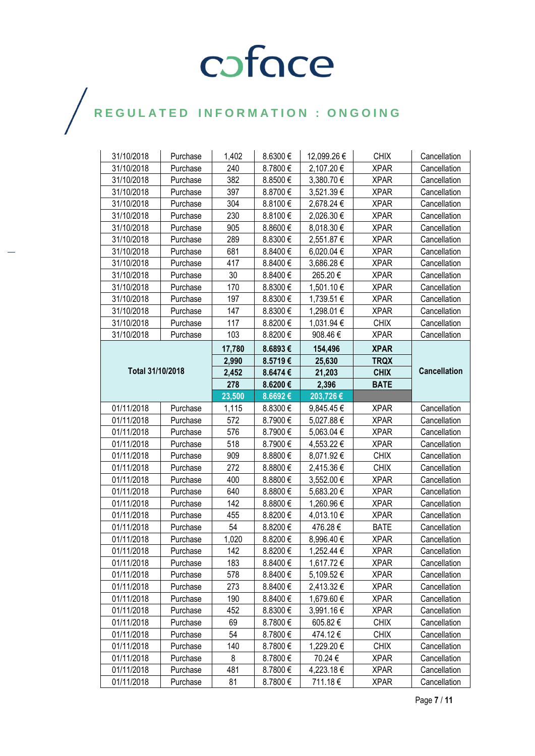coface

REGULATED INFORMATION : ONGOING

| | | | | | | |
|---|---|---|---|---|---|---|
| 31/10/2018 | Purchase | 1,402 | 8.6300 € | 12,099.26 € | CHIX | Cancellation |
| 31/10/2018 | Purchase | 240 | 8.7800 € | 2,107.20 € | XPAR | Cancellation |
| 31/10/2018 | Purchase | 382 | 8.8500 € | 3,380.70 € | XPAR | Cancellation |
| 31/10/2018 | Purchase | 397 | 8.8700 € | 3,521.39 € | XPAR | Cancellation |
| 31/10/2018 | Purchase | 304 | 8.8100 € | 2,678.24 € | XPAR | Cancellation |
| 31/10/2018 | Purchase | 230 | 8.8100 € | 2,026.30 € | XPAR | Cancellation |
| 31/10/2018 | Purchase | 905 | 8.8600 € | 8,018.30 € | XPAR | Cancellation |
| 31/10/2018 | Purchase | 289 | 8.8300 € | 2,551.87 € | XPAR | Cancellation |
| 31/10/2018 | Purchase | 681 | 8.8400 € | 6,020.04 € | XPAR | Cancellation |
| 31/10/2018 | Purchase | 417 | 8.8400 € | 3,686.28 € | XPAR | Cancellation |
| 31/10/2018 | Purchase | 30 | 8.8400 € | 265.20 € | XPAR | Cancellation |
| 31/10/2018 | Purchase | 170 | 8.8300 € | 1,501.10 € | XPAR | Cancellation |
| 31/10/2018 | Purchase | 197 | 8.8300 € | 1,739.51 € | XPAR | Cancellation |
| 31/10/2018 | Purchase | 147 | 8.8300 € | 1,298.01 € | XPAR | Cancellation |
| 31/10/2018 | Purchase | 117 | 8.8200 € | 1,031.94 € | CHIX | Cancellation |
| 31/10/2018 | Purchase | 103 | 8.8200 € | 908.46 € | XPAR | Cancellation |
| **Total 31/10/2018** | | **17,780** | **8.6893 €** | **154,496** | **XPAR** | **Cancellation** |
| | | **2,990** | **8.5719 €** | **25,630** | **TRQX** | |
| | | **2,452** | **8.6474 €** | **21,203** | **CHIX** | |
| | | **278** | **8.6200 €** | **2,396** | **BATE** | |
| | | **23,500** | **8.6692 €** | **203,726 €** | | |
| 01/11/2018 | Purchase | 1,115 | 8.8300 € | 9,845.45 € | XPAR | Cancellation |
| 01/11/2018 | Purchase | 572 | 8.7900 € | 5,027.88 € | XPAR | Cancellation |
| 01/11/2018 | Purchase | 576 | 8.7900 € | 5,063.04 € | XPAR | Cancellation |
| 01/11/2018 | Purchase | 518 | 8.7900 € | 4,553.22 € | XPAR | Cancellation |
| 01/11/2018 | Purchase | 909 | 8.8800 € | 8,071.92 € | CHIX | Cancellation |
| 01/11/2018 | Purchase | 272 | 8.8800 € | 2,415.36 € | CHIX | Cancellation |
| 01/11/2018 | Purchase | 400 | 8.8800 € | 3,552.00 € | XPAR | Cancellation |
| 01/11/2018 | Purchase | 640 | 8.8800 € | 5,683.20 € | XPAR | Cancellation |
| 01/11/2018 | Purchase | 142 | 8.8800 € | 1,260.96 € | XPAR | Cancellation |
| 01/11/2018 | Purchase | 455 | 8.8200 € | 4,013.10 € | XPAR | Cancellation |
| 01/11/2018 | Purchase | 54 | 8.8200 € | 476.28 € | BATE | Cancellation |
| 01/11/2018 | Purchase | 1,020 | 8.8200 € | 8,996.40 € | XPAR | Cancellation |
| 01/11/2018 | Purchase | 142 | 8.8200 € | 1,252.44 € | XPAR | Cancellation |
| 01/11/2018 | Purchase | 183 | 8.8400 € | 1,617.72 € | XPAR | Cancellation |
| 01/11/2018 | Purchase | 578 | 8.8400 € | 5,109.52 € | XPAR | Cancellation |
| 01/11/2018 | Purchase | 273 | 8.8400 € | 2,413.32 € | XPAR | Cancellation |
| 01/11/2018 | Purchase | 190 | 8.8400 € | 1,679.60 € | XPAR | Cancellation |
| 01/11/2018 | Purchase | 452 | 8.8300 € | 3,991.16 € | XPAR | Cancellation |
| 01/11/2018 | Purchase | 69 | 8.7800 € | 605.82 € | CHIX | Cancellation |
| 01/11/2018 | Purchase | 54 | 8.7800 € | 474.12 € | CHIX | Cancellation |
| 01/11/2018 | Purchase | 140 | 8.7800 € | 1,229.20 € | CHIX | Cancellation |
| 01/11/2018 | Purchase | 8 | 8.7800 € | 70.24 € | XPAR | Cancellation |
| 01/11/2018 | Purchase | 481 | 8.7800 € | 4,223.18 € | XPAR | Cancellation |
| 01/11/2018 | Purchase | 81 | 8.7800 € | 711.18 € | XPAR | Cancellation |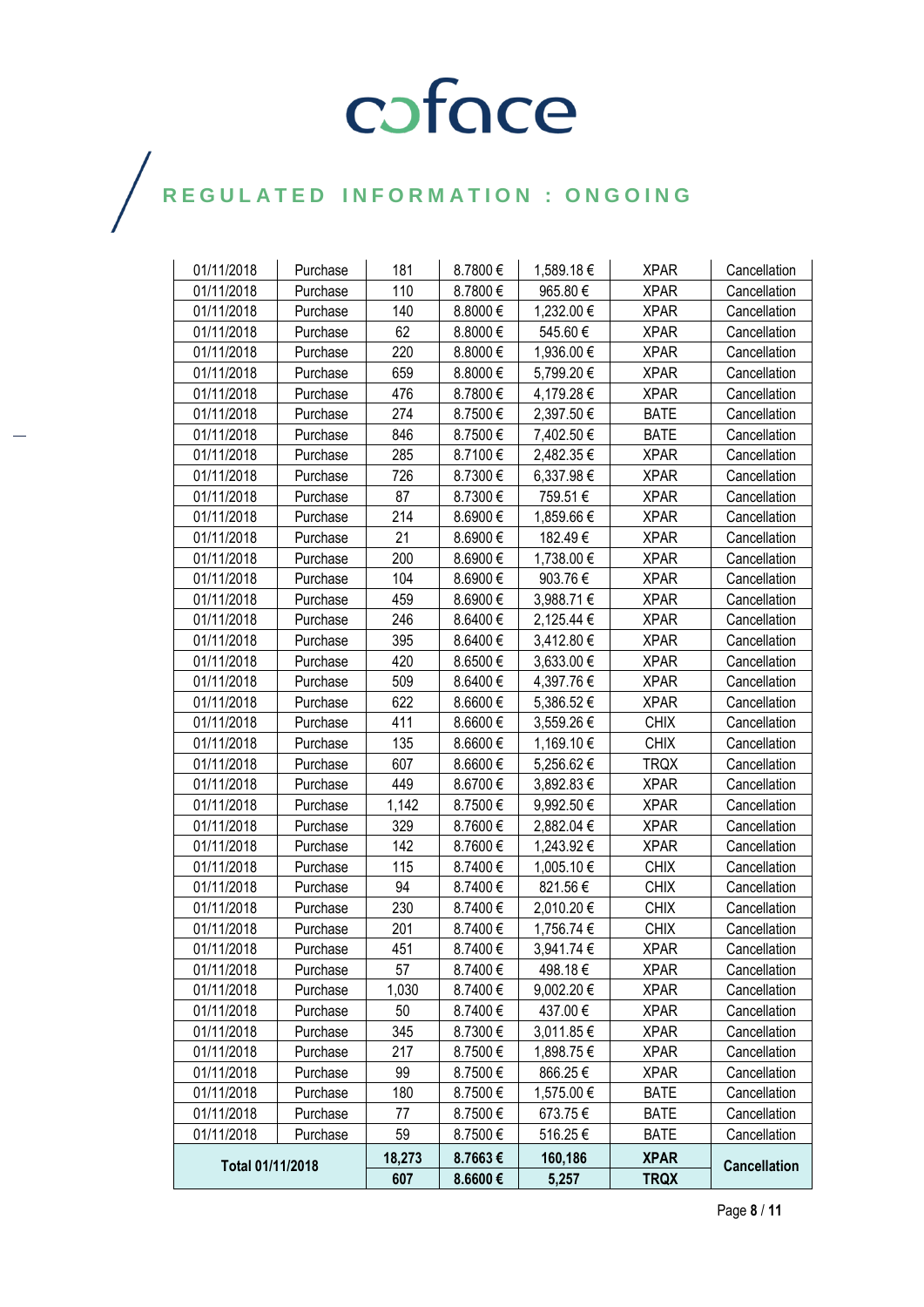coface

REGULATED INFORMATION : ONGOING

| | | | | | | |
|---|---|---|---|---|---|---|
| 01/11/2018 | Purchase | 181 | 8.7800 € | 1,589.18 € | XPAR | Cancellation |
| 01/11/2018 | Purchase | 110 | 8.7800 € | 965.80 € | XPAR | Cancellation |
| 01/11/2018 | Purchase | 140 | 8.8000 € | 1,232.00 € | XPAR | Cancellation |
| 01/11/2018 | Purchase | 62 | 8.8000 € | 545.60 € | XPAR | Cancellation |
| 01/11/2018 | Purchase | 220 | 8.8000 € | 1,936.00 € | XPAR | Cancellation |
| 01/11/2018 | Purchase | 659 | 8.8000 € | 5,799.20 € | XPAR | Cancellation |
| 01/11/2018 | Purchase | 476 | 8.7800 € | 4,179.28 € | XPAR | Cancellation |
| 01/11/2018 | Purchase | 274 | 8.7500 € | 2,397.50 € | BATE | Cancellation |
| 01/11/2018 | Purchase | 846 | 8.7500 € | 7,402.50 € | BATE | Cancellation |
| 01/11/2018 | Purchase | 285 | 8.7100 € | 2,482.35 € | XPAR | Cancellation |
| 01/11/2018 | Purchase | 726 | 8.7300 € | 6,337.98 € | XPAR | Cancellation |
| 01/11/2018 | Purchase | 87 | 8.7300 € | 759.51 € | XPAR | Cancellation |
| 01/11/2018 | Purchase | 214 | 8.6900 € | 1,859.66 € | XPAR | Cancellation |
| 01/11/2018 | Purchase | 21 | 8.6900 € | 182.49 € | XPAR | Cancellation |
| 01/11/2018 | Purchase | 200 | 8.6900 € | 1,738.00 € | XPAR | Cancellation |
| 01/11/2018 | Purchase | 104 | 8.6900 € | 903.76 € | XPAR | Cancellation |
| 01/11/2018 | Purchase | 459 | 8.6900 € | 3,988.71 € | XPAR | Cancellation |
| 01/11/2018 | Purchase | 246 | 8.6400 € | 2,125.44 € | XPAR | Cancellation |
| 01/11/2018 | Purchase | 395 | 8.6400 € | 3,412.80 € | XPAR | Cancellation |
| 01/11/2018 | Purchase | 420 | 8.6500 € | 3,633.00 € | XPAR | Cancellation |
| 01/11/2018 | Purchase | 509 | 8.6400 € | 4,397.76 € | XPAR | Cancellation |
| 01/11/2018 | Purchase | 622 | 8.6600 € | 5,386.52 € | XPAR | Cancellation |
| 01/11/2018 | Purchase | 411 | 8.6600 € | 3,559.26 € | CHIX | Cancellation |
| 01/11/2018 | Purchase | 135 | 8.6600 € | 1,169.10 € | CHIX | Cancellation |
| 01/11/2018 | Purchase | 607 | 8.6600 € | 5,256.62 € | TRQX | Cancellation |
| 01/11/2018 | Purchase | 449 | 8.6700 € | 3,892.83 € | XPAR | Cancellation |
| 01/11/2018 | Purchase | 1,142 | 8.7500 € | 9,992.50 € | XPAR | Cancellation |
| 01/11/2018 | Purchase | 329 | 8.7600 € | 2,882.04 € | XPAR | Cancellation |
| 01/11/2018 | Purchase | 142 | 8.7600 € | 1,243.92 € | XPAR | Cancellation |
| 01/11/2018 | Purchase | 115 | 8.7400 € | 1,005.10 € | CHIX | Cancellation |
| 01/11/2018 | Purchase | 94 | 8.7400 € | 821.56 € | CHIX | Cancellation |
| 01/11/2018 | Purchase | 230 | 8.7400 € | 2,010.20 € | CHIX | Cancellation |
| 01/11/2018 | Purchase | 201 | 8.7400 € | 1,756.74 € | CHIX | Cancellation |
| 01/11/2018 | Purchase | 451 | 8.7400 € | 3,941.74 € | XPAR | Cancellation |
| 01/11/2018 | Purchase | 57 | 8.7400 € | 498.18 € | XPAR | Cancellation |
| 01/11/2018 | Purchase | 1,030 | 8.7400 € | 9,002.20 € | XPAR | Cancellation |
| 01/11/2018 | Purchase | 50 | 8.7400 € | 437.00 € | XPAR | Cancellation |
| 01/11/2018 | Purchase | 345 | 8.7300 € | 3,011.85 € | XPAR | Cancellation |
| 01/11/2018 | Purchase | 217 | 8.7500 € | 1,898.75 € | XPAR | Cancellation |
| 01/11/2018 | Purchase | 99 | 8.7500 € | 866.25 € | XPAR | Cancellation |
| 01/11/2018 | Purchase | 180 | 8.7500 € | 1,575.00 € | BATE | Cancellation |
| 01/11/2018 | Purchase | 77 | 8.7500 € | 673.75 € | BATE | Cancellation |
| 01/11/2018 | Purchase | 59 | 8.7500 € | 516.25 € | BATE | Cancellation |
| **Total 01/11/2018** | | **18,273** | **8.7663 €** | **160,186** | **XPAR** | **Cancellation** |
| | | **607** | **8.6600 €** | **5,257** | **TRQX** | |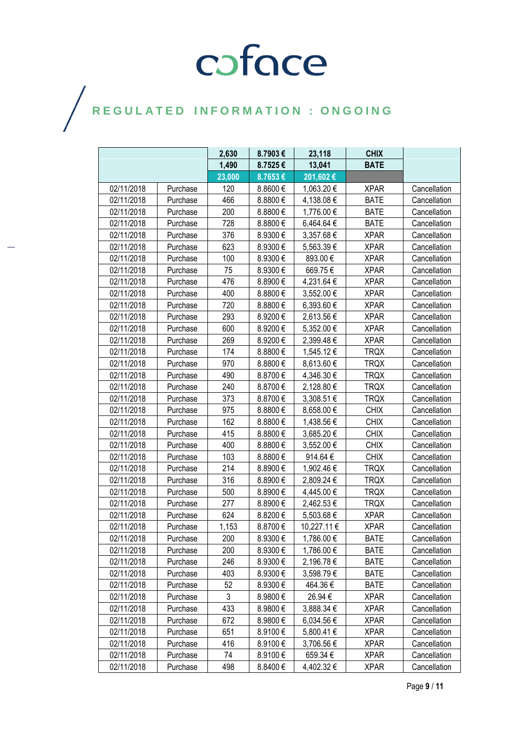coface

REGULATED INFORMATION : ONGOING

| | | 2,630 | 8.7903 € | 23,118 | CHIX | |
|---|---|---|---|---|---|---|
| | | 1,490 | 8.7525 € | 13,041 | BATE | |
| | | 23,000 | 8.7653 € | 201,602 € | | |
| 02/11/2018 | Purchase | 120 | 8.8600 € | 1,063.20 € | XPAR | Cancellation |
| 02/11/2018 | Purchase | 466 | 8.8800 € | 4,138.08 € | BATE | Cancellation |
| 02/11/2018 | Purchase | 200 | 8.8800 € | 1,776.00 € | BATE | Cancellation |
| 02/11/2018 | Purchase | 728 | 8.8800 € | 6,464.64 € | BATE | Cancellation |
| 02/11/2018 | Purchase | 376 | 8.9300 € | 3,357.68 € | XPAR | Cancellation |
| 02/11/2018 | Purchase | 623 | 8.9300 € | 5,563.39 € | XPAR | Cancellation |
| 02/11/2018 | Purchase | 100 | 8.9300 € | 893.00 € | XPAR | Cancellation |
| 02/11/2018 | Purchase | 75 | 8.9300 € | 669.75 € | XPAR | Cancellation |
| 02/11/2018 | Purchase | 476 | 8.8900 € | 4,231.64 € | XPAR | Cancellation |
| 02/11/2018 | Purchase | 400 | 8.8800 € | 3,552.00 € | XPAR | Cancellation |
| 02/11/2018 | Purchase | 720 | 8.8800 € | 6,393.60 € | XPAR | Cancellation |
| 02/11/2018 | Purchase | 293 | 8.9200 € | 2,613.56 € | XPAR | Cancellation |
| 02/11/2018 | Purchase | 600 | 8.9200 € | 5,352.00 € | XPAR | Cancellation |
| 02/11/2018 | Purchase | 269 | 8.9200 € | 2,399.48 € | XPAR | Cancellation |
| 02/11/2018 | Purchase | 174 | 8.8800 € | 1,545.12 € | TRQX | Cancellation |
| 02/11/2018 | Purchase | 970 | 8.8800 € | 8,613.60 € | TRQX | Cancellation |
| 02/11/2018 | Purchase | 490 | 8.8700 € | 4,346.30 € | TRQX | Cancellation |
| 02/11/2018 | Purchase | 240 | 8.8700 € | 2,128.80 € | TRQX | Cancellation |
| 02/11/2018 | Purchase | 373 | 8.8700 € | 3,308.51 € | TRQX | Cancellation |
| 02/11/2018 | Purchase | 975 | 8.8800 € | 8,658.00 € | CHIX | Cancellation |
| 02/11/2018 | Purchase | 162 | 8.8800 € | 1,438.56 € | CHIX | Cancellation |
| 02/11/2018 | Purchase | 415 | 8.8800 € | 3,685.20 € | CHIX | Cancellation |
| 02/11/2018 | Purchase | 400 | 8.8800 € | 3,552.00 € | CHIX | Cancellation |
| 02/11/2018 | Purchase | 103 | 8.8800 € | 914.64 € | CHIX | Cancellation |
| 02/11/2018 | Purchase | 214 | 8.8900 € | 1,902.46 € | TRQX | Cancellation |
| 02/11/2018 | Purchase | 316 | 8.8900 € | 2,809.24 € | TRQX | Cancellation |
| 02/11/2018 | Purchase | 500 | 8.8900 € | 4,445.00 € | TRQX | Cancellation |
| 02/11/2018 | Purchase | 277 | 8.8900 € | 2,462.53 € | TRQX | Cancellation |
| 02/11/2018 | Purchase | 624 | 8.8200 € | 5,503.68 € | XPAR | Cancellation |
| 02/11/2018 | Purchase | 1,153 | 8.8700 € | 10,227.11 € | XPAR | Cancellation |
| 02/11/2018 | Purchase | 200 | 8.9300 € | 1,786.00 € | BATE | Cancellation |
| 02/11/2018 | Purchase | 200 | 8.9300 € | 1,786.00 € | BATE | Cancellation |
| 02/11/2018 | Purchase | 246 | 8.9300 € | 2,196.78 € | BATE | Cancellation |
| 02/11/2018 | Purchase | 403 | 8.9300 € | 3,598.79 € | BATE | Cancellation |
| 02/11/2018 | Purchase | 52 | 8.9300 € | 464.36 € | BATE | Cancellation |
| 02/11/2018 | Purchase | 3 | 8.9800 € | 26.94 € | XPAR | Cancellation |
| 02/11/2018 | Purchase | 433 | 8.9800 € | 3,888.34 € | XPAR | Cancellation |
| 02/11/2018 | Purchase | 672 | 8.9800 € | 6,034.56 € | XPAR | Cancellation |
| 02/11/2018 | Purchase | 651 | 8.9100 € | 5,800.41 € | XPAR | Cancellation |
| 02/11/2018 | Purchase | 416 | 8.9100 € | 3,706.56 € | XPAR | Cancellation |
| 02/11/2018 | Purchase | 74 | 8.9100 € | 659.34 € | XPAR | Cancellation |
| 02/11/2018 | Purchase | 498 | 8.8400 € | 4,402.32 € | XPAR | Cancellation |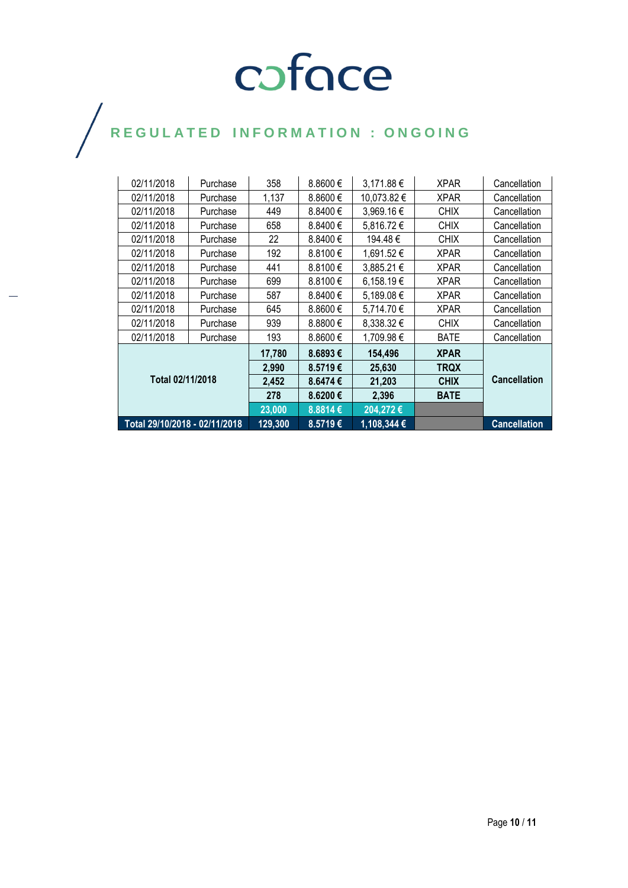REGULATED INFORMATION : ONGOING

| | | | | | | |
|---|---|---|---|---|---|---|
| 02/11/2018 | Purchase | 358 | 8.8600 € | 3,171.88 € | XPAR | Cancellation |
| 02/11/2018 | Purchase | 1,137 | 8.8600 € | 10,073.82 € | XPAR | Cancellation |
| 02/11/2018 | Purchase | 449 | 8.8400 € | 3,969.16 € | CHIX | Cancellation |
| 02/11/2018 | Purchase | 658 | 8.8400 € | 5,816.72 € | CHIX | Cancellation |
| 02/11/2018 | Purchase | 22 | 8.8400 € | 194.48 € | CHIX | Cancellation |
| 02/11/2018 | Purchase | 192 | 8.8100 € | 1,691.52 € | XPAR | Cancellation |
| 02/11/2018 | Purchase | 441 | 8.8100 € | 3,885.21 € | XPAR | Cancellation |
| 02/11/2018 | Purchase | 699 | 8.8100 € | 6,158.19 € | XPAR | Cancellation |
| 02/11/2018 | Purchase | 587 | 8.8400 € | 5,189.08 € | XPAR | Cancellation |
| 02/11/2018 | Purchase | 645 | 8.8600 € | 5,714.70 € | XPAR | Cancellation |
| 02/11/2018 | Purchase | 939 | 8.8800 € | 8,338.32 € | CHIX | Cancellation |
| 02/11/2018 | Purchase | 193 | 8.8600 € | 1,709.98 € | BATE | Cancellation |
| **Total 02/11/2018** | | **17,780** | **8.6893 €** | **154,496** | **XPAR** | **Cancellation** |
| | | **2,990** | **8.5719 €** | **25,630** | **TRQX** | |
| | | **2,452** | **8.6474 €** | **21,203** | **CHIX** | |
| | | **278** | **8.6200 €** | **2,396** | **BATE** | |
| | | **23,000** | **8.8814 €** | **204,272 €** | | |
| **Total 29/10/2018 - 02/11/2018** | | **129,300** | **8.5719 €** | **1,108,344 €** | | **Cancellation** |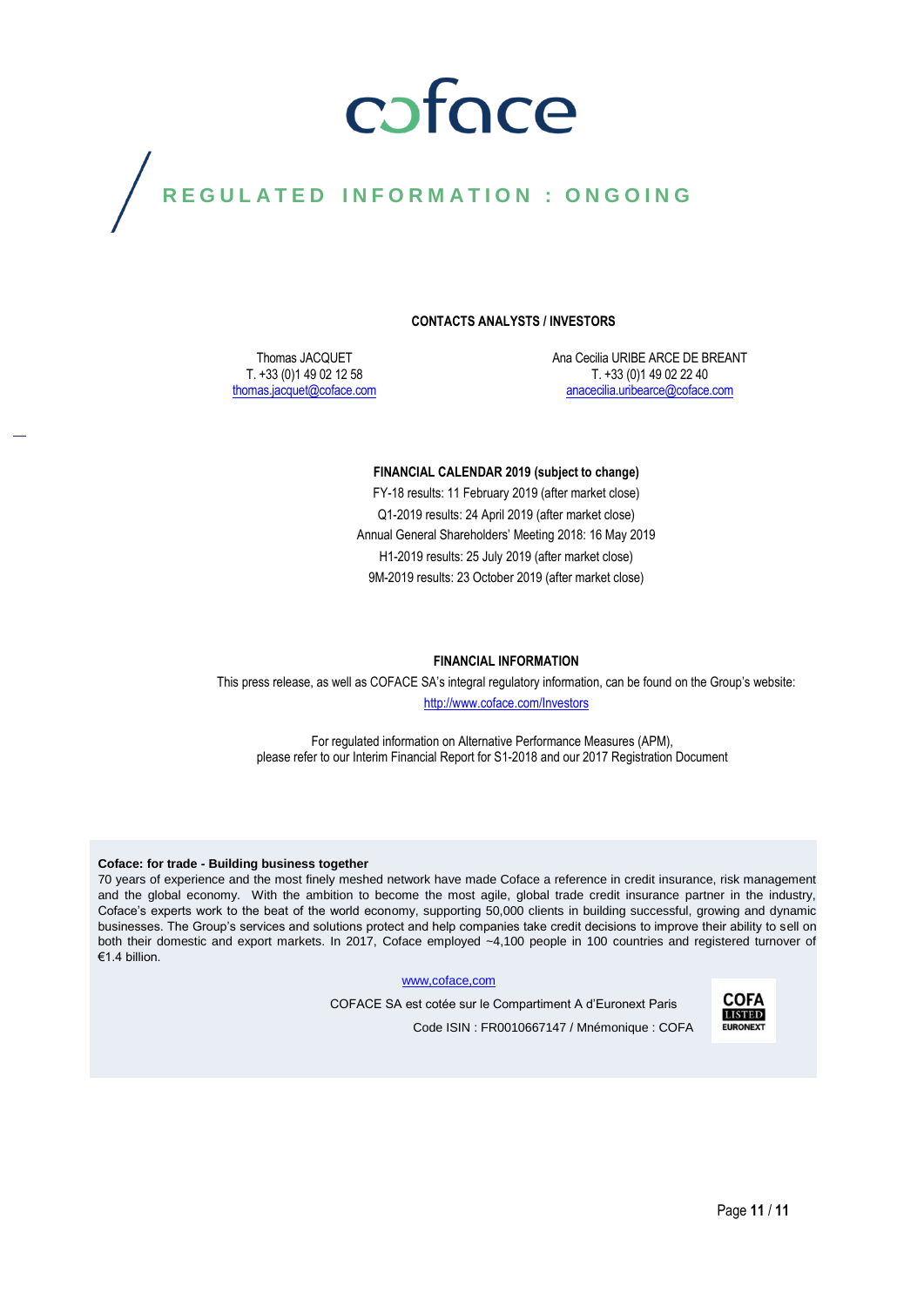coface

# REGULATED INFORMATION : ONGOING

**CONTACTS ANALYSTS / INVESTORS**

Thomas JACQUET
T. +33 (0)1 49 02 12 58
thomas.jacquet@coface.com

Ana Cecilia URIBE ARCE DE BREANT
T. +33 (0)1 49 02 22 40
anacecilia.uribearce@coface.com

**FINANCIAL CALENDAR 2019 (subject to change)**

FY-18 results: 11 February 2019 (after market close)
Q1-2019 results: 24 April 2019 (after market close)
Annual General Shareholders' Meeting 2018: 16 May 2019
H1-2019 results: 25 July 2019 (after market close)
9M-2019 results: 23 October 2019 (after market close)

**FINANCIAL INFORMATION**

This press release, as well as COFACE SA's integral regulatory information, can be found on the Group's website:
http://www.coface.com/Investors

For regulated information on Alternative Performance Measures (APM),
please refer to our Interim Financial Report for S1-2018 and our 2017 Registration Document

**Coface: for trade - Building business together**
70 years of experience and the most finely meshed network have made Coface a reference in credit insurance, risk management and the global economy. With the ambition to become the most agile, global trade credit insurance partner in the industry, Coface's experts work to the beat of the world economy, supporting 50,000 clients in building successful, growing and dynamic businesses. The Group's services and solutions protect and help companies take credit decisions to improve their ability to sell on both their domestic and export markets. In 2017, Coface employed ~4,100 people in 100 countries and registered turnover of €1.4 billion.

www,coface,com

COFACE SA est cotée sur le Compartiment A d'Euronext Paris
Code ISIN : FR0010667147 / Mnémonique : COFA

COFA LISTED EURONEXT